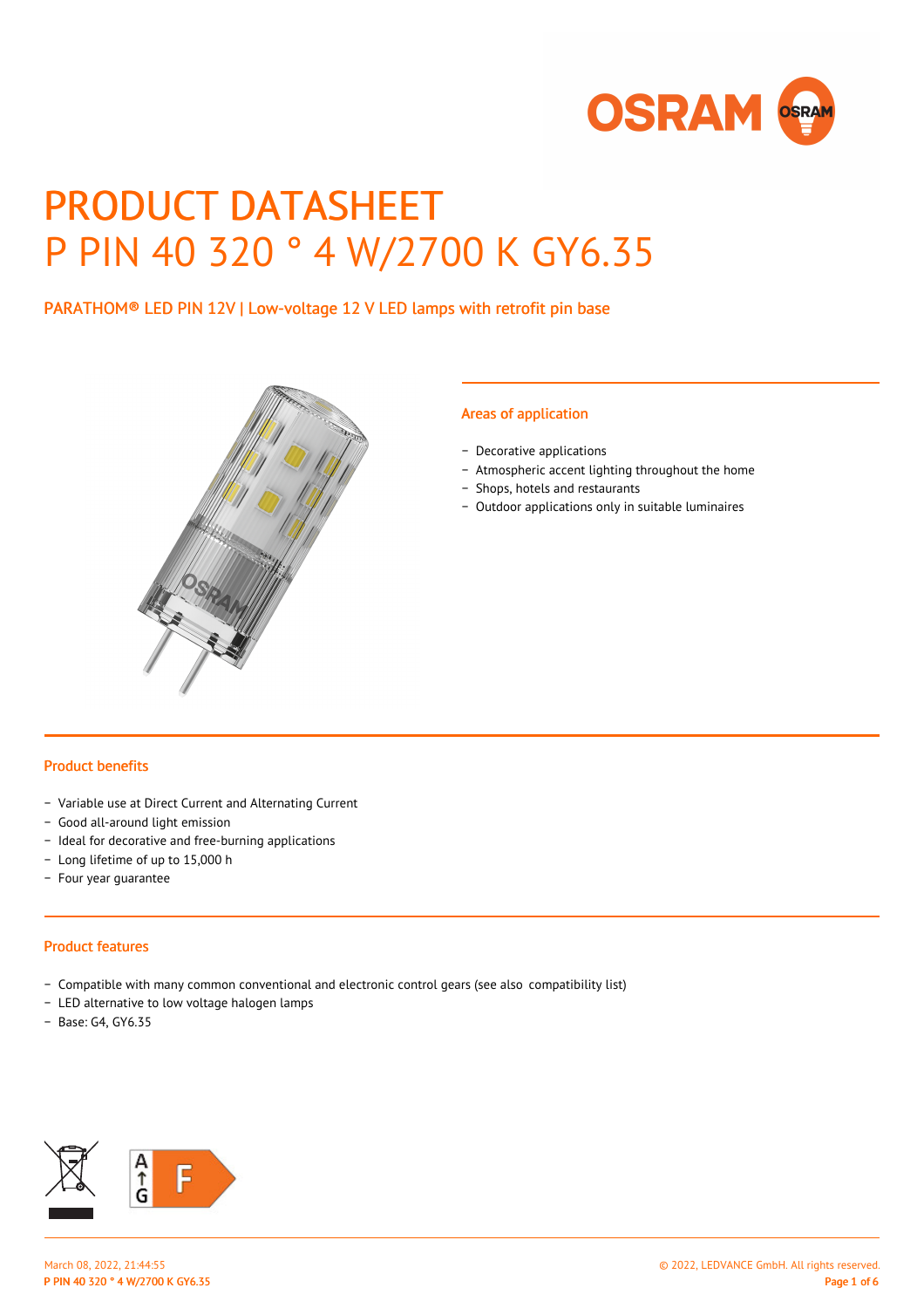# PRODUCT DATASHEET
# P PIN 40 320 ° 4 W/2700 K GY6.35

## PARATHOM® LED PIN 12V | Low-voltage 12 V LED lamps with retrofit pin base

### Areas of application

- Decorative applications
- Atmospheric accent lighting throughout the home
- Shops, hotels and restaurants
- Outdoor applications only in suitable luminaires

### Product benefits

- Variable use at Direct Current and Alternating Current
- Good all-around light emission
- Ideal for decorative and free-burning applications
- Long lifetime of up to 15,000 h
- Four year guarantee

### Product features

- Compatible with many common conventional and electronic control gears (see also compatibility list)
- LED alternative to low voltage halogen lamps
- Base: G4, GY6.35

A ↑ G F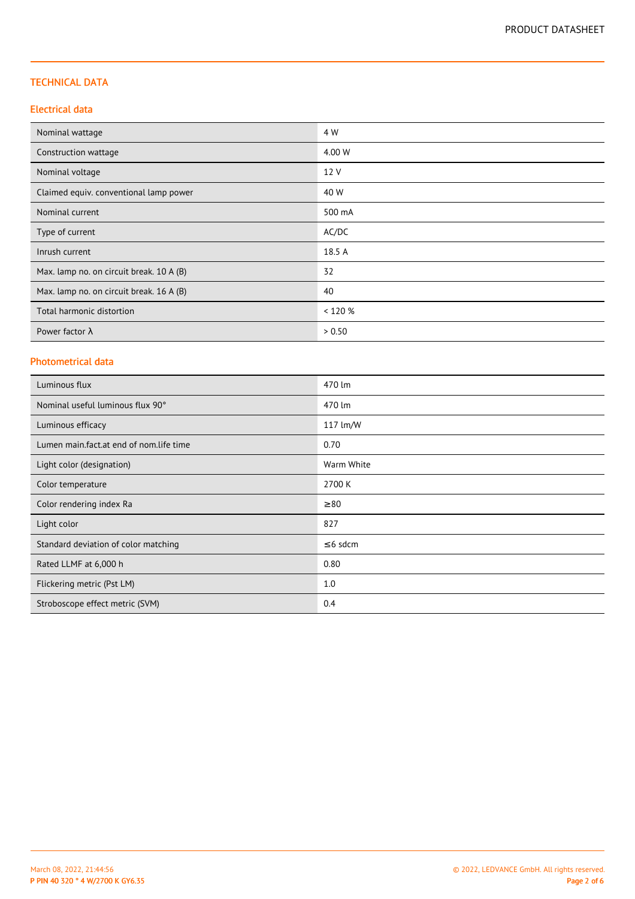## TECHNICAL DATA

### Electrical data

| | |
|---|---|
| Nominal wattage | 4 W |
| Construction wattage | 4.00 W |
| Nominal voltage | 12 V |
| Claimed equiv. conventional lamp power | 40 W |
| Nominal current | 500 mA |
| Type of current | AC/DC |
| Inrush current | 18.5 A |
| Max. lamp no. on circuit break. 10 A (B) | 32 |
| Max. lamp no. on circuit break. 16 A (B) | 40 |
| Total harmonic distortion | < 120 % |
| Power factor λ | > 0.50 |

### Photometrical data

| | |
|---|---|
| Luminous flux | 470 lm |
| Nominal useful luminous flux 90° | 470 lm |
| Luminous efficacy | 117 lm/W |
| Lumen main.fact.at end of nom.life time | 0.70 |
| Light color (designation) | Warm White |
| Color temperature | 2700 K |
| Color rendering index Ra | ≥80 |
| Light color | 827 |
| Standard deviation of color matching | ≤6 sdcm |
| Rated LLMF at 6,000 h | 0.80 |
| Flickering metric (Pst LM) | 1.0 |
| Stroboscope effect metric (SVM) | 0.4 |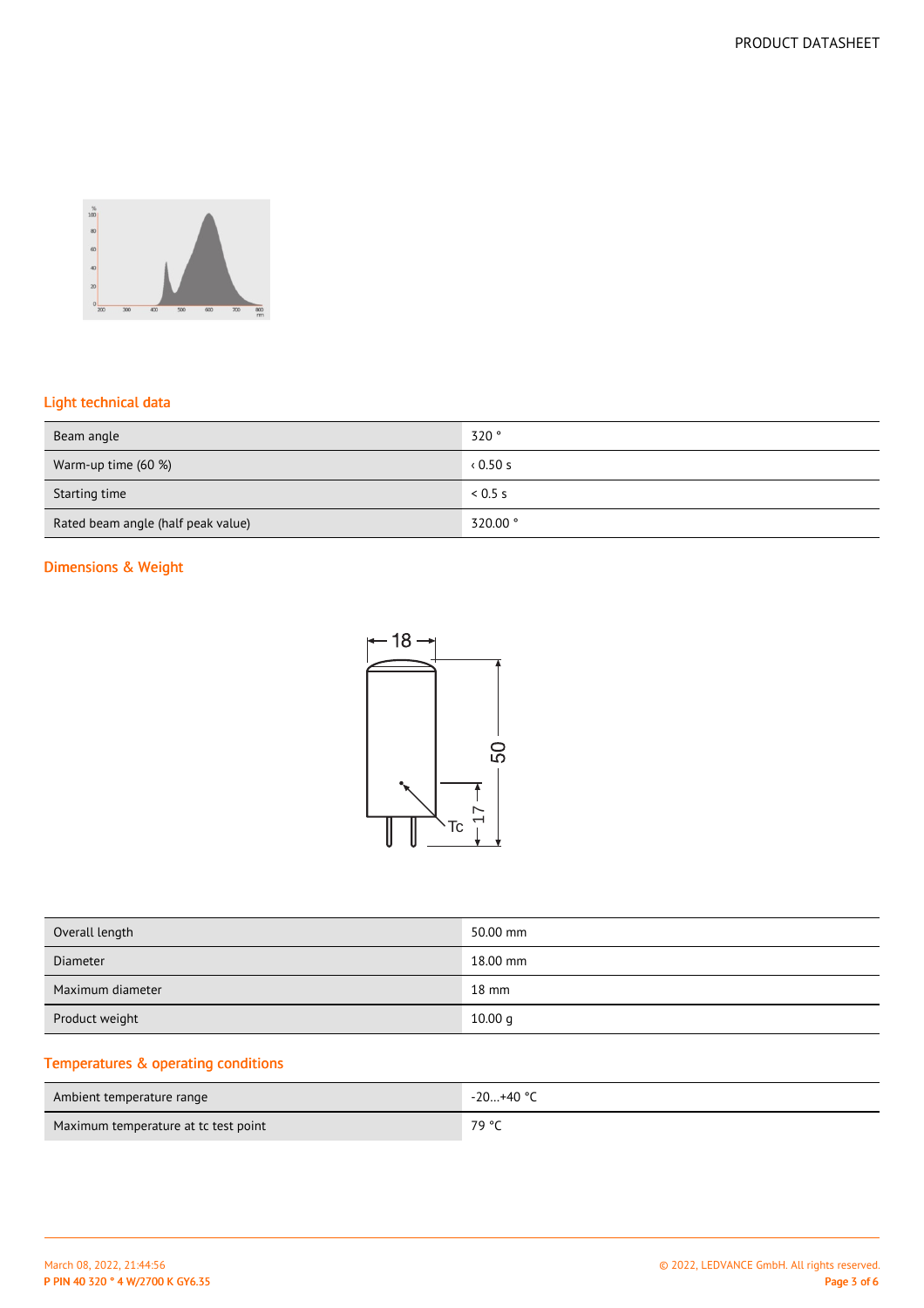## Light technical data

| Beam angle | 320 ° |
|---|---|
| Warm-up time (60 %) | ‹ 0.50 s |
| Starting time | < 0.5 s |
| Rated beam angle (half peak value) | 320.00 ° |

## Dimensions & Weight

| Overall length | 50.00 mm |
|---|---|
| Diameter | 18.00 mm |
| Maximum diameter | 18 mm |
| Product weight | 10.00 g |

## Temperatures & operating conditions

| Ambient temperature range | -20...+40 °C |
|---|---|
| Maximum temperature at tc test point | 79 °C |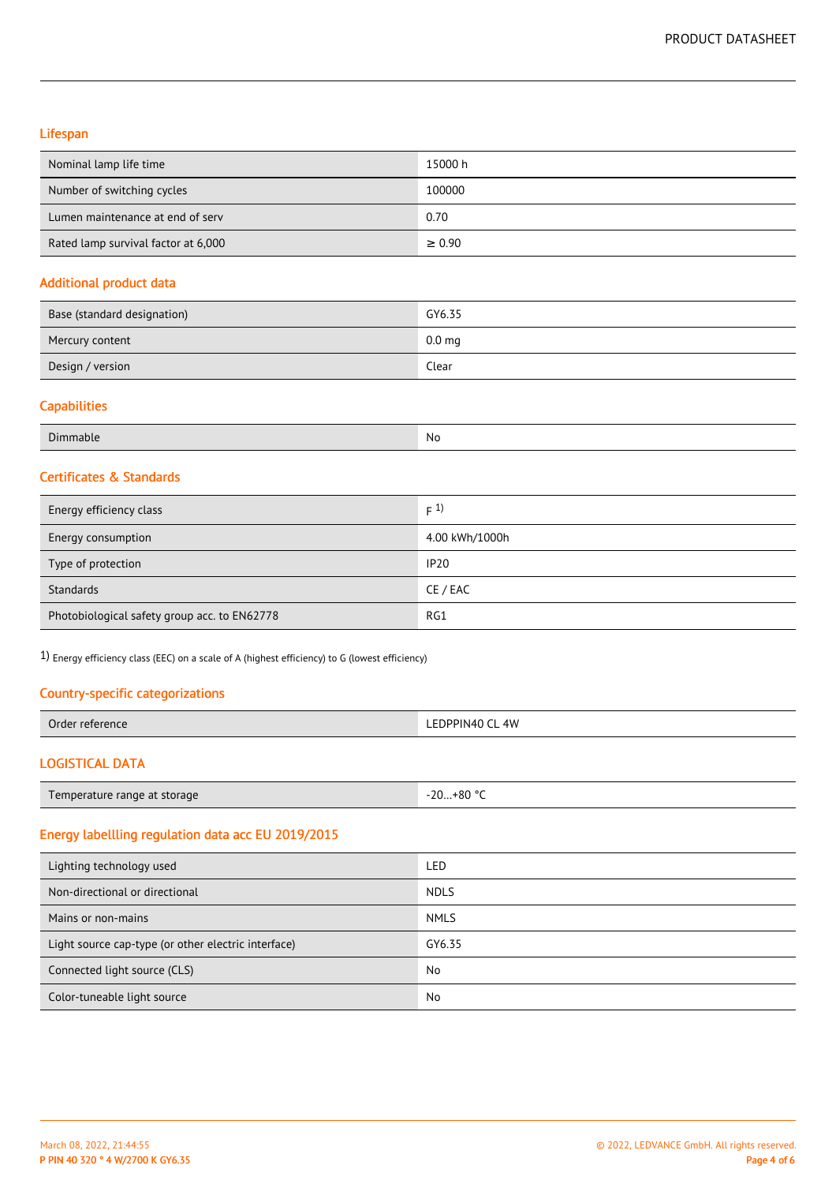## Lifespan

| | |
|---|---|
| Nominal lamp life time | 15000 h |
| Number of switching cycles | 100000 |
| Lumen maintenance at end of serv | 0.70 |
| Rated lamp survival factor at 6,000 | ≥ 0.90 |

## Additional product data

| | |
|---|---|
| Base (standard designation) | GY6.35 |
| Mercury content | 0.0 mg |
| Design / version | Clear |

## Capabilities

| | |
|---|---|
| Dimmable | No |

## Certificates & Standards

| | |
|---|---|
| Energy efficiency class | F [1] |
| Energy consumption | 4.00 kWh/1000h |
| Type of protection | IP20 |
| Standards | CE / EAC |
| Photobiological safety group acc. to EN62778 | RG1 |

1) Energy efficiency class (EEC) on a scale of A (highest efficiency) to G (lowest efficiency)

## Country-specific categorizations

| | |
|---|---|
| Order reference | LEDPPIN40 CL 4W |

## LOGISTICAL DATA

| | |
|---|---|
| Temperature range at storage | -20…+80 °C |

## Energy labellling regulation data acc EU 2019/2015

| | |
|---|---|
| Lighting technology used | LED |
| Non-directional or directional | NDLS |
| Mains or non-mains | NMLS |
| Light source cap-type (or other electric interface) | GY6.35 |
| Connected light source (CLS) | No |
| Color-tuneable light source | No |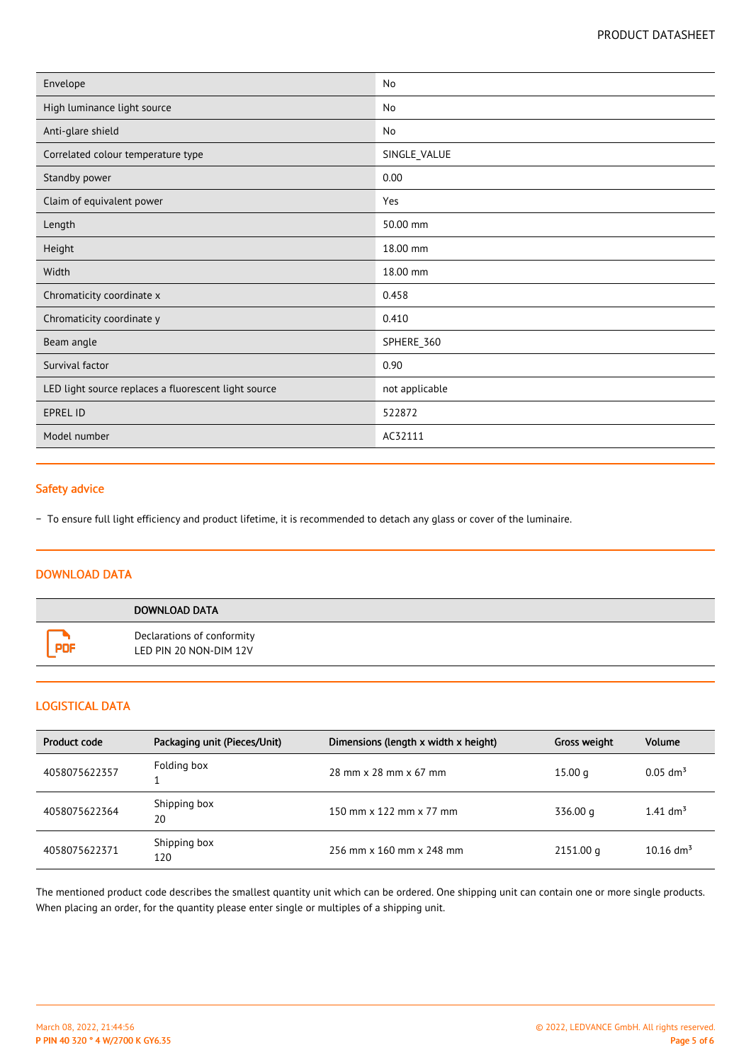| | |
|---|---|
| Envelope | No |
| High luminance light source | No |
| Anti-glare shield | No |
| Correlated colour temperature type | SINGLE_VALUE |
| Standby power | 0.00 |
| Claim of equivalent power | Yes |
| Length | 50.00 mm |
| Height | 18.00 mm |
| Width | 18.00 mm |
| Chromaticity coordinate x | 0.458 |
| Chromaticity coordinate y | 0.410 |
| Beam angle | SPHERE_360 |
| Survival factor | 0.90 |
| LED light source replaces a fluorescent light source | not applicable |
| EPREL ID | 522872 |
| Model number | AC32111 |

## Safety advice

– To ensure full light efficiency and product lifetime, it is recommended to detach any glass or cover of the luminaire.

## DOWNLOAD DATA

| | DOWNLOAD DATA |
|---|---|
| PDF | Declarations of conformity<br>LED PIN 20 NON-DIM 12V |

## LOGISTICAL DATA

| Product code | Packaging unit (Pieces/Unit) | Dimensions (length x width x height) | Gross weight | Volume |
|---|---|---|---|---|
| 4058075622357 | Folding box<br>1 | 28 mm x 28 mm x 67 mm | 15.00 g | 0.05 dm³ |
| 4058075622364 | Shipping box<br>20 | 150 mm x 122 mm x 77 mm | 336.00 g | 1.41 dm³ |
| 4058075622371 | Shipping box<br>120 | 256 mm x 160 mm x 248 mm | 2151.00 g | 10.16 dm³ |

The mentioned product code describes the smallest quantity unit which can be ordered. One shipping unit can contain one or more single products. When placing an order, for the quantity please enter single or multiples of a shipping unit.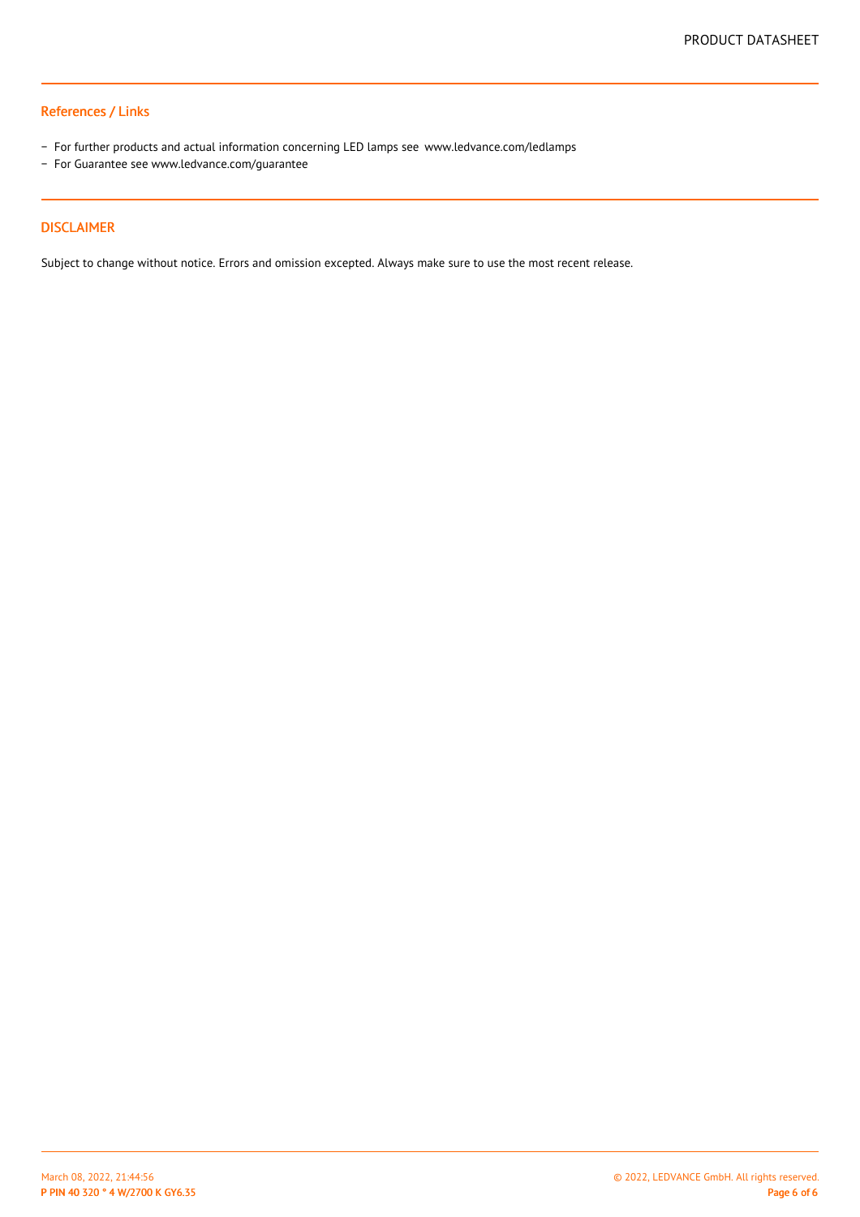## References / Links

- For further products and actual information concerning LED lamps see  www.ledvance.com/ledlamps
- For Guarantee see www.ledvance.com/guarantee

## DISCLAIMER

Subject to change without notice. Errors and omission excepted. Always make sure to use the most recent release.